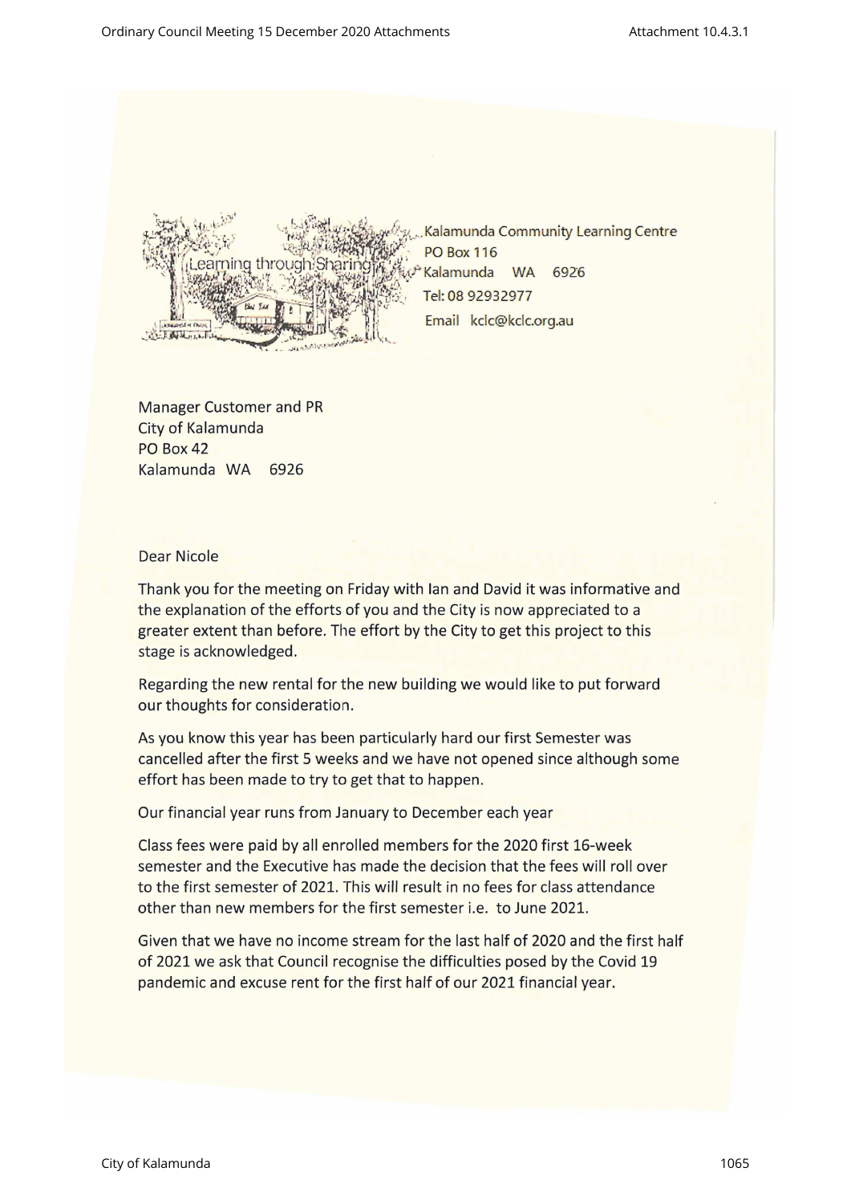Kalamunda Community Learning Centre
PO Box 116
Kalamunda WA 6926
Tel: 08 92932977
Email kclc@kclc.org.au

Manager Customer and PR
City of Kalamunda
PO Box 42
Kalamunda WA 6926

Dear Nicole

Thank you for the meeting on Friday with Ian and David it was informative and the explanation of the efforts of you and the City is now appreciated to a greater extent than before. The effort by the City to get this project to this stage is acknowledged.

Regarding the new rental for the new building we would like to put forward our thoughts for consideration.

As you know this year has been particularly hard our first Semester was cancelled after the first 5 weeks and we have not opened since although some effort has been made to try to get that to happen.

Our financial year runs from January to December each year

Class fees were paid by all enrolled members for the 2020 first 16-week semester and the Executive has made the decision that the fees will roll over to the first semester of 2021. This will result in no fees for class attendance other than new members for the first semester i.e. to June 2021.

Given that we have no income stream for the last half of 2020 and the first half of 2021 we ask that Council recognise the difficulties posed by the Covid 19 pandemic and excuse rent for the first half of our 2021 financial year.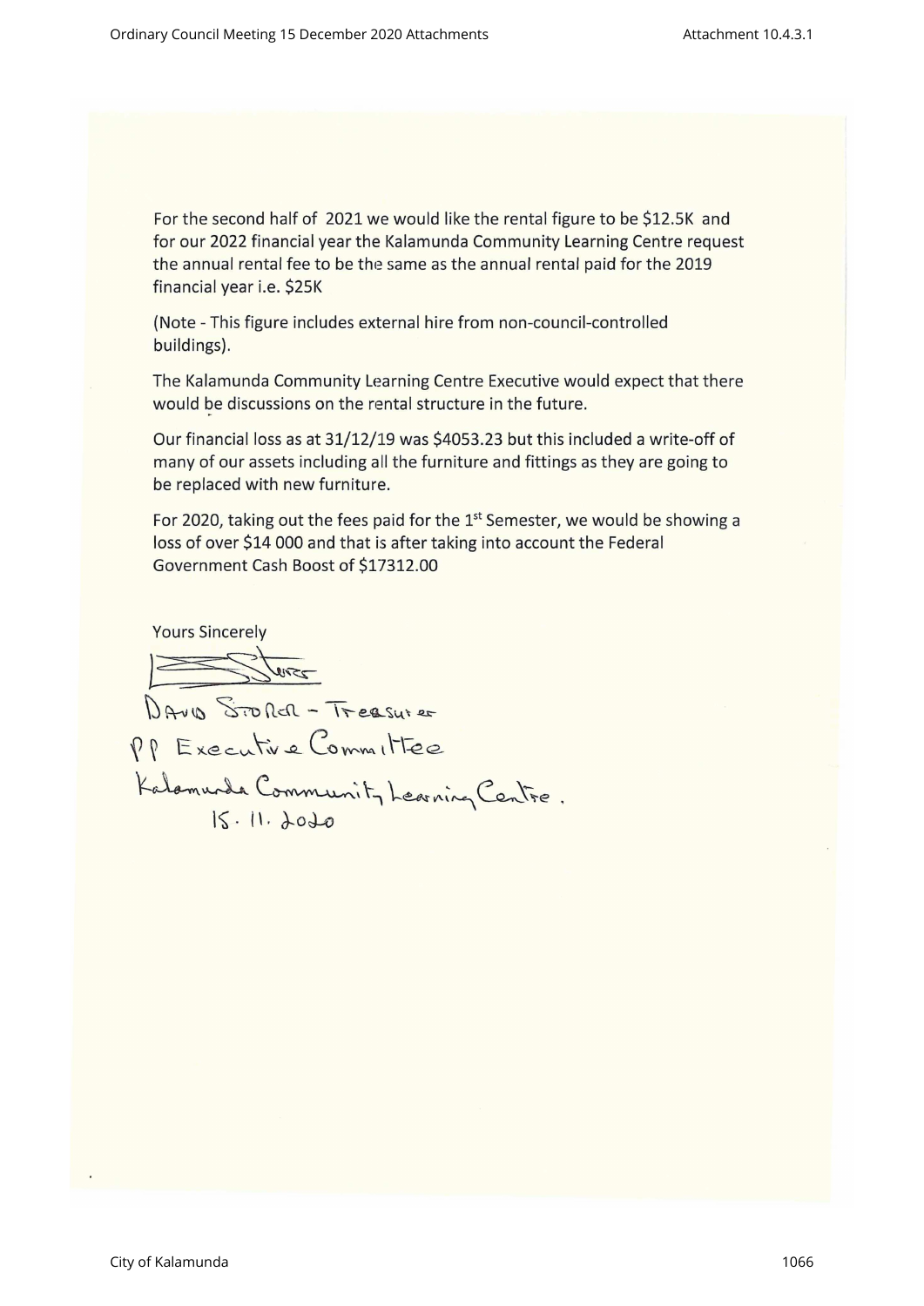For the second half of 2021 we would like the rental figure to be $12.5K and for our 2022 financial year the Kalamunda Community Learning Centre request the annual rental fee to be the same as the annual rental paid for the 2019 financial year i.e. $25K

(Note - This figure includes external hire from non-council-controlled buildings).

The Kalamunda Community Learning Centre Executive would expect that there would be discussions on the rental structure in the future.

Our financial loss as at 31/12/19 was $4053.23 but this included a write-off of many of our assets including all the furniture and fittings as they are going to be replaced with new furniture.

For 2020, taking out the fees paid for the 1st Semester, we would be showing a loss of over $14 000 and that is after taking into account the Federal Government Cash Boost of $17312.00

Yours Sincerely

David Storer - Treasurer
PP Executive Committee
Kalamunda Community Learning Centre.
15. 11. 2020